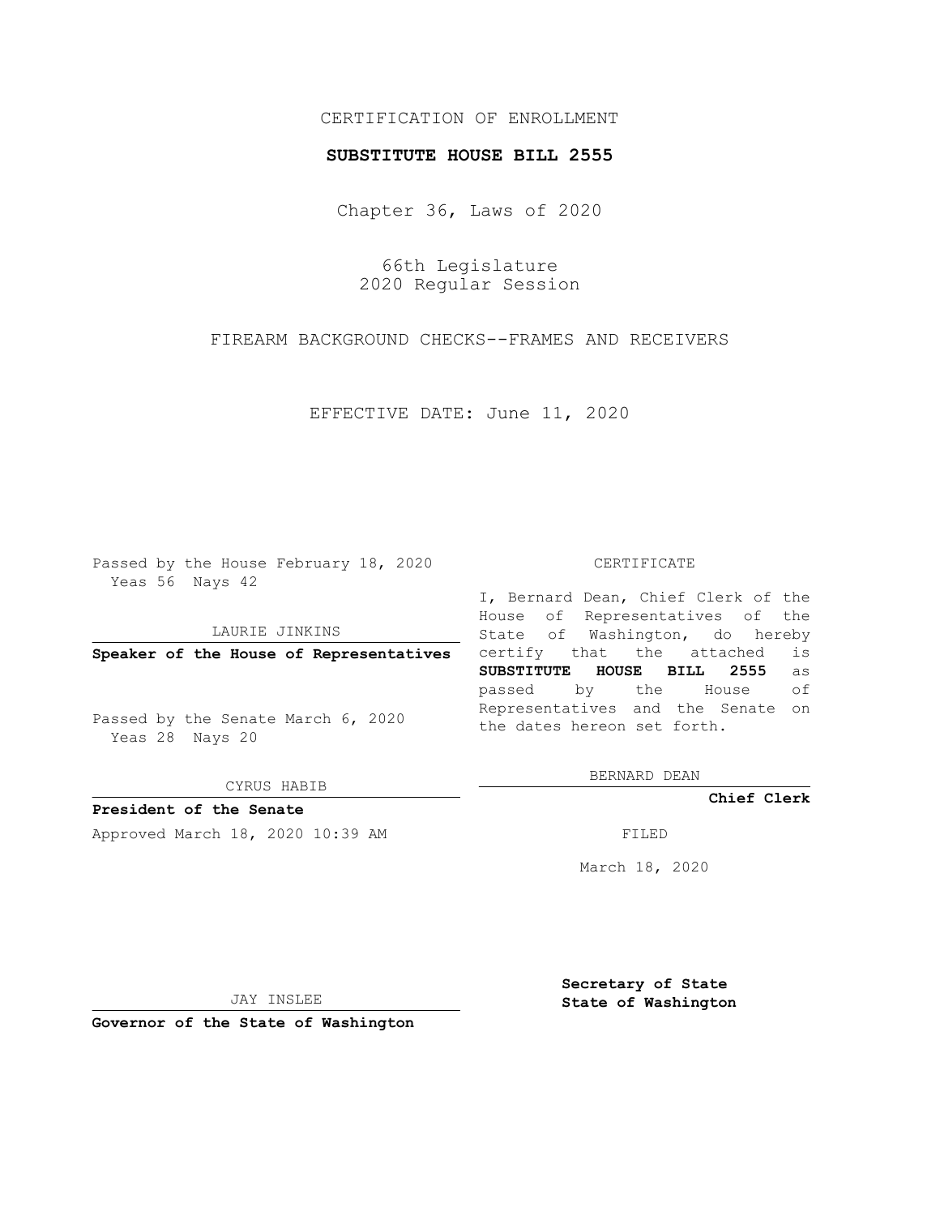CERTIFICATION OF ENROLLMENT

**SUBSTITUTE HOUSE BILL 2555**

Chapter 36, Laws of 2020

66th Legislature
2020 Regular Session

FIREARM BACKGROUND CHECKS--FRAMES AND RECEIVERS

EFFECTIVE DATE: June 11, 2020

Passed by the House February 18, 2020
Yeas 56 Nays 42

LAURIE JINKINS

**Speaker of the House of Representatives**

Passed by the Senate March 6, 2020
Yeas 28 Nays 20

CYRUS HABIB

**President of the Senate**

Approved March 18, 2020 10:39 AM

JAY INSLEE

**Governor of the State of Washington**

CERTIFICATE

I, Bernard Dean, Chief Clerk of the House of Representatives of the State of Washington, do hereby certify that the attached is **SUBSTITUTE HOUSE BILL 2555** as passed by the House of Representatives and the Senate on the dates hereon set forth.

BERNARD DEAN

**Chief Clerk**

FILED

March 18, 2020

**Secretary of State**
**State of Washington**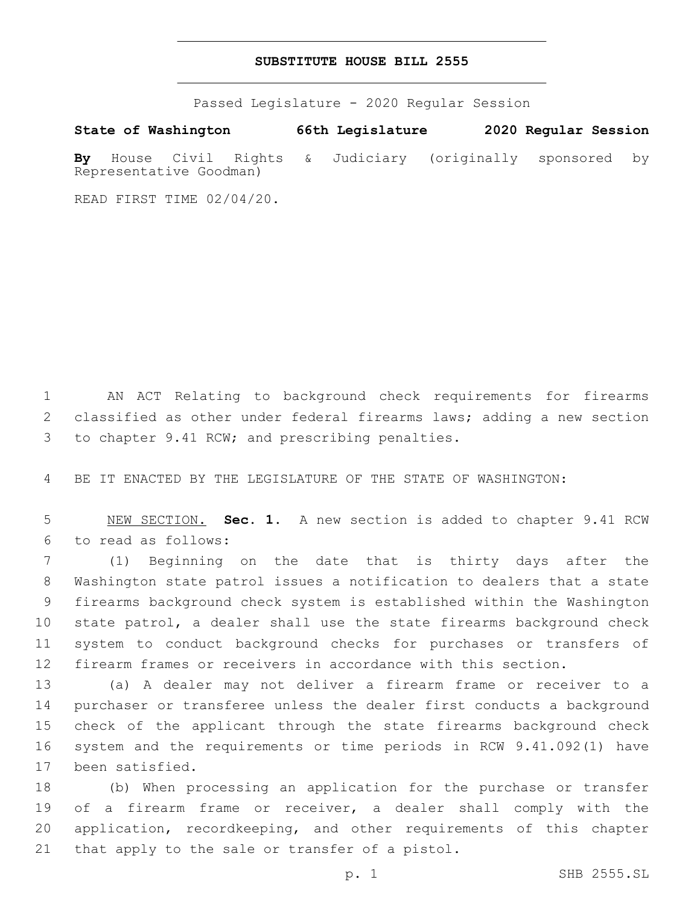# SUBSTITUTE HOUSE BILL 2555

Passed Legislature - 2020 Regular Session

**State of Washington 66th Legislature 2020 Regular Session**

**By** House Civil Rights & Judiciary (originally sponsored by Representative Goodman)

READ FIRST TIME 02/04/20.

AN ACT Relating to background check requirements for firearms classified as other under federal firearms laws; adding a new section to chapter 9.41 RCW; and prescribing penalties.

BE IT ENACTED BY THE LEGISLATURE OF THE STATE OF WASHINGTON:

NEW SECTION. **Sec. 1.** A new section is added to chapter 9.41 RCW to read as follows:

(1) Beginning on the date that is thirty days after the Washington state patrol issues a notification to dealers that a state firearms background check system is established within the Washington state patrol, a dealer shall use the state firearms background check system to conduct background checks for purchases or transfers of firearm frames or receivers in accordance with this section.

(a) A dealer may not deliver a firearm frame or receiver to a purchaser or transferee unless the dealer first conducts a background check of the applicant through the state firearms background check system and the requirements or time periods in RCW 9.41.092(1) have been satisfied.

(b) When processing an application for the purchase or transfer of a firearm frame or receiver, a dealer shall comply with the application, recordkeeping, and other requirements of this chapter that apply to the sale or transfer of a pistol.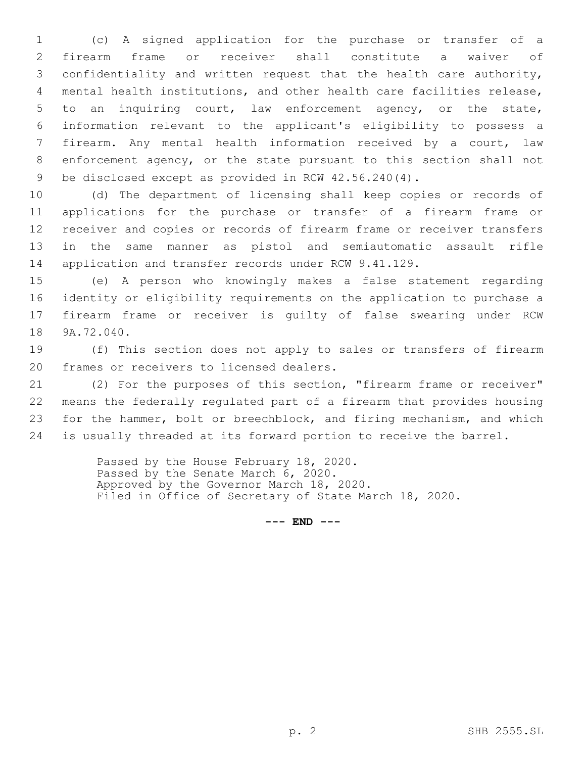(c) A signed application for the purchase or transfer of a firearm frame or receiver shall constitute a waiver of confidentiality and written request that the health care authority, mental health institutions, and other health care facilities release, to an inquiring court, law enforcement agency, or the state, information relevant to the applicant's eligibility to possess a firearm. Any mental health information received by a court, law enforcement agency, or the state pursuant to this section shall not be disclosed except as provided in RCW 42.56.240(4).

(d) The department of licensing shall keep copies or records of applications for the purchase or transfer of a firearm frame or receiver and copies or records of firearm frame or receiver transfers in the same manner as pistol and semiautomatic assault rifle application and transfer records under RCW 9.41.129.

(e) A person who knowingly makes a false statement regarding identity or eligibility requirements on the application to purchase a firearm frame or receiver is guilty of false swearing under RCW 9A.72.040.

(f) This section does not apply to sales or transfers of firearm frames or receivers to licensed dealers.

(2) For the purposes of this section, "firearm frame or receiver" means the federally regulated part of a firearm that provides housing for the hammer, bolt or breechblock, and firing mechanism, and which is usually threaded at its forward portion to receive the barrel.

Passed by the House February 18, 2020.
Passed by the Senate March 6, 2020.
Approved by the Governor March 18, 2020.
Filed in Office of Secretary of State March 18, 2020.

**--- END ---**